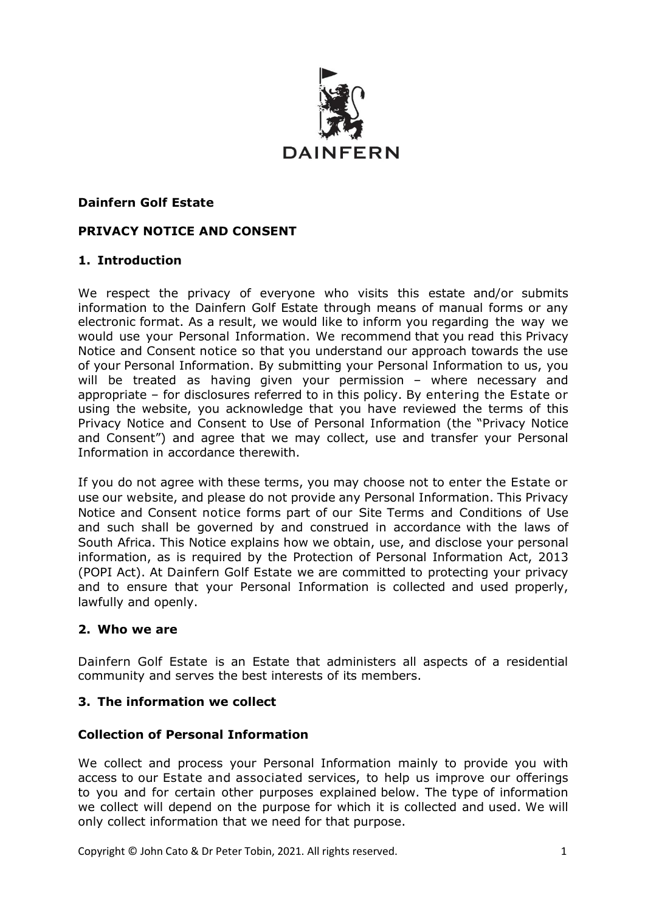DAINFERN

**Dainfern Golf Estate**

**PRIVACY NOTICE AND CONSENT**

## 1. Introduction

We respect the privacy of everyone who visits this estate and/or submits information to the Dainfern Golf Estate through means of manual forms or any electronic format. As a result, we would like to inform you regarding the way we would use your Personal Information. We recommend that you read this Privacy Notice and Consent notice so that you understand our approach towards the use of your Personal Information. By submitting your Personal Information to us, you will be treated as having given your permission – where necessary and appropriate – for disclosures referred to in this policy. By entering the Estate or using the website, you acknowledge that you have reviewed the terms of this Privacy Notice and Consent to Use of Personal Information (the "Privacy Notice and Consent") and agree that we may collect, use and transfer your Personal Information in accordance therewith.

If you do not agree with these terms, you may choose not to enter the Estate or use our website, and please do not provide any Personal Information. This Privacy Notice and Consent notice forms part of our Site Terms and Conditions of Use and such shall be governed by and construed in accordance with the laws of South Africa. This Notice explains how we obtain, use, and disclose your personal information, as is required by the Protection of Personal Information Act, 2013 (POPI Act). At Dainfern Golf Estate we are committed to protecting your privacy and to ensure that your Personal Information is collected and used properly, lawfully and openly.

## 2. Who we are

Dainfern Golf Estate is an Estate that administers all aspects of a residential community and serves the best interests of its members.

## 3. The information we collect

### Collection of Personal Information

We collect and process your Personal Information mainly to provide you with access to our Estate and associated services, to help us improve our offerings to you and for certain other purposes explained below. The type of information we collect will depend on the purpose for which it is collected and used. We will only collect information that we need for that purpose.

Copyright © John Cato & Dr Peter Tobin, 2021. All rights reserved.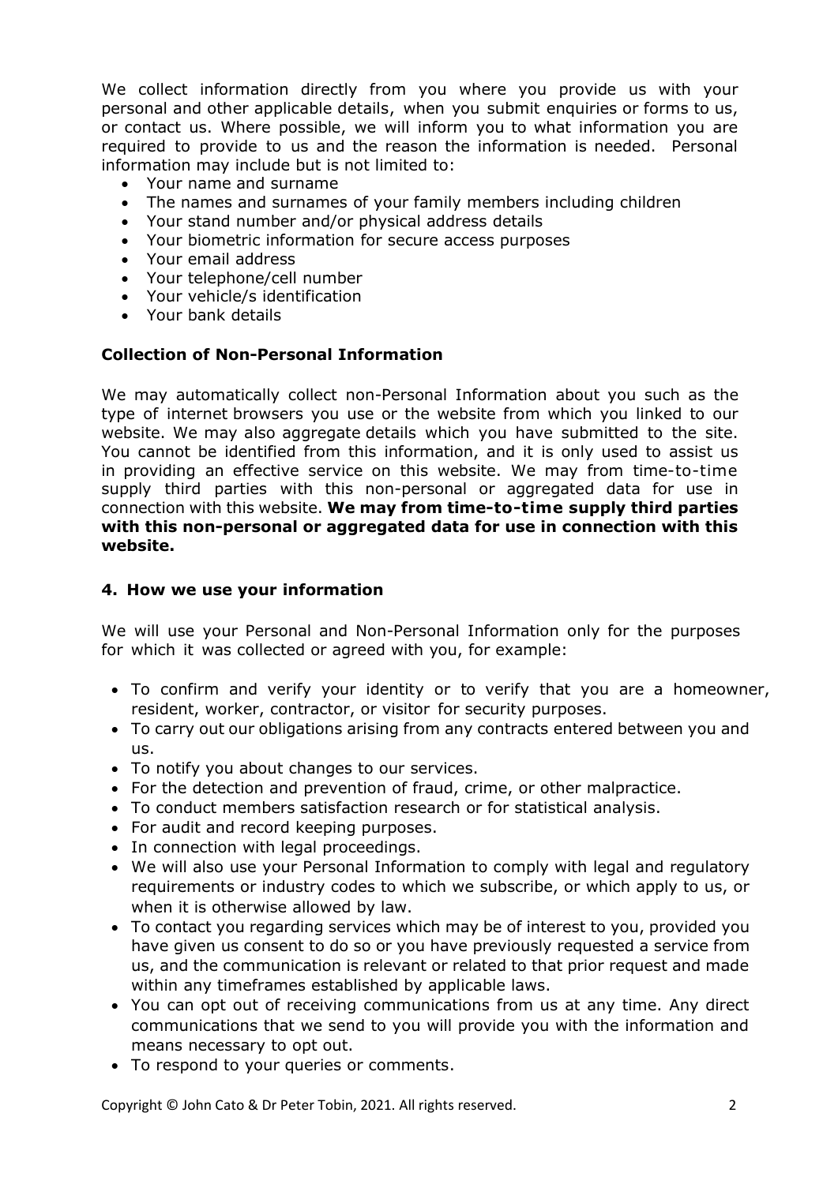We collect information directly from you where you provide us with your personal and other applicable details, when you submit enquiries or forms to us, or contact us. Where possible, we will inform you to what information you are required to provide to us and the reason the information is needed. Personal information may include but is not limited to:

- Your name and surname
- The names and surnames of your family members including children
- Your stand number and/or physical address details
- Your biometric information for secure access purposes
- Your email address
- Your telephone/cell number
- Your vehicle/s identification
- Your bank details

### Collection of Non-Personal Information

We may automatically collect non-Personal Information about you such as the type of internet browsers you use or the website from which you linked to our website. We may also aggregate details which you have submitted to the site. You cannot be identified from this information, and it is only used to assist us in providing an effective service on this website. We may from time-to-time supply third parties with this non-personal or aggregated data for use in connection with this website. **We may from time-to-time supply third parties with this non-personal or aggregated data for use in connection with this website.**

## 4. How we use your information

We will use your Personal and Non-Personal Information only for the purposes for which it was collected or agreed with you, for example:

- To confirm and verify your identity or to verify that you are a homeowner, resident, worker, contractor, or visitor for security purposes.
- To carry out our obligations arising from any contracts entered between you and us.
- To notify you about changes to our services.
- For the detection and prevention of fraud, crime, or other malpractice.
- To conduct members satisfaction research or for statistical analysis.
- For audit and record keeping purposes.
- In connection with legal proceedings.
- We will also use your Personal Information to comply with legal and regulatory requirements or industry codes to which we subscribe, or which apply to us, or when it is otherwise allowed by law.
- To contact you regarding services which may be of interest to you, provided you have given us consent to do so or you have previously requested a service from us, and the communication is relevant or related to that prior request and made within any timeframes established by applicable laws.
- You can opt out of receiving communications from us at any time. Any direct communications that we send to you will provide you with the information and means necessary to opt out.
- To respond to your queries or comments.

Copyright © John Cato & Dr Peter Tobin, 2021. All rights reserved.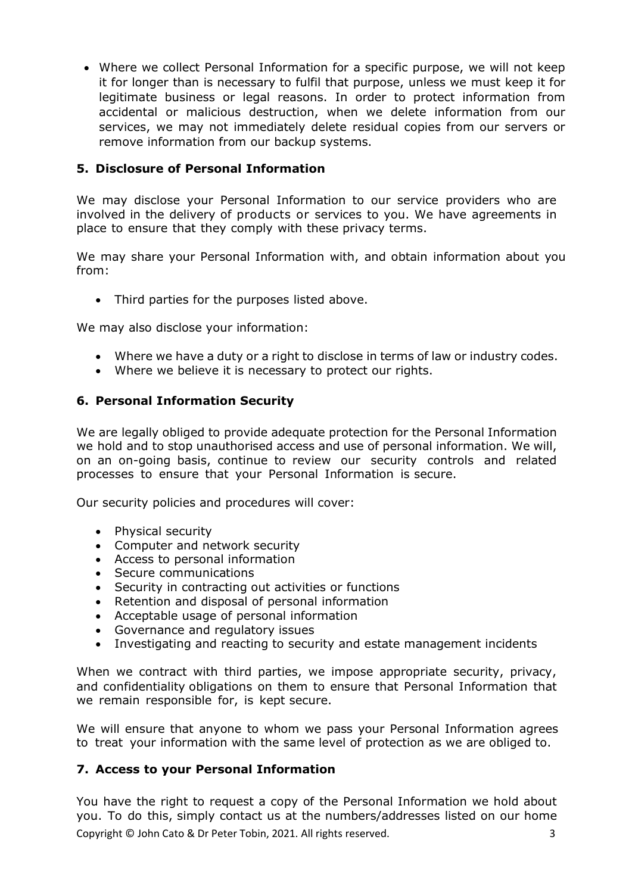- Where we collect Personal Information for a specific purpose, we will not keep it for longer than is necessary to fulfil that purpose, unless we must keep it for legitimate business or legal reasons. In order to protect information from accidental or malicious destruction, when we delete information from our services, we may not immediately delete residual copies from our servers or remove information from our backup systems.

## 5. Disclosure of Personal Information

We may disclose your Personal Information to our service providers who are involved in the delivery of products or services to you. We have agreements in place to ensure that they comply with these privacy terms.

We may share your Personal Information with, and obtain information about you from:

- Third parties for the purposes listed above.

We may also disclose your information:

- Where we have a duty or a right to disclose in terms of law or industry codes.
- Where we believe it is necessary to protect our rights.

## 6. Personal Information Security

We are legally obliged to provide adequate protection for the Personal Information we hold and to stop unauthorised access and use of personal information. We will, on an on-going basis, continue to review our security controls and related processes to ensure that your Personal Information is secure.

Our security policies and procedures will cover:

- Physical security
- Computer and network security
- Access to personal information
- Secure communications
- Security in contracting out activities or functions
- Retention and disposal of personal information
- Acceptable usage of personal information
- Governance and regulatory issues
- Investigating and reacting to security and estate management incidents

When we contract with third parties, we impose appropriate security, privacy, and confidentiality obligations on them to ensure that Personal Information that we remain responsible for, is kept secure.

We will ensure that anyone to whom we pass your Personal Information agrees to treat your information with the same level of protection as we are obliged to.

## 7. Access to your Personal Information

You have the right to request a copy of the Personal Information we hold about you. To do this, simply contact us at the numbers/addresses listed on our home

Copyright © John Cato & Dr Peter Tobin, 2021. All rights reserved.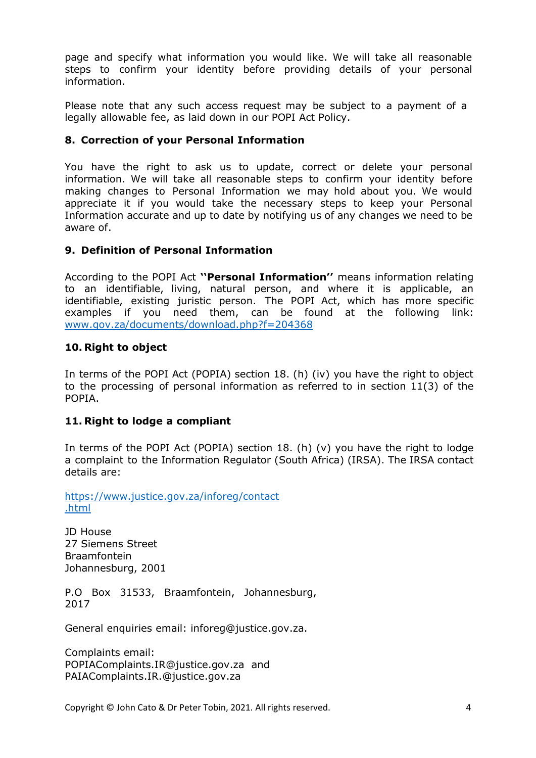page and specify what information you would like. We will take all reasonable steps to confirm your identity before providing details of your personal information.

Please note that any such access request may be subject to a payment of a legally allowable fee, as laid down in our POPI Act Policy.

## 8. Correction of your Personal Information

You have the right to ask us to update, correct or delete your personal information. We will take all reasonable steps to confirm your identity before making changes to Personal Information we may hold about you. We would appreciate it if you would take the necessary steps to keep your Personal Information accurate and up to date by notifying us of any changes we need to be aware of.

## 9. Definition of Personal Information

According to the POPI Act **''Personal Information''** means information relating to an identifiable, living, natural person, and where it is applicable, an identifiable, existing juristic person. The POPI Act, which has more specific examples if you need them, can be found at the following link: [www.gov.za/documents/download.php?f=204368](http://www.gov.za/documents/download.php?f=204368)

## 10. Right to object

In terms of the POPI Act (POPIA) section 18. (h) (iv) you have the right to object to the processing of personal information as referred to in section 11(3) of the POPIA.

## 11. Right to lodge a compliant

In terms of the POPI Act (POPIA) section 18. (h) (v) you have the right to lodge a complaint to the Information Regulator (South Africa) (IRSA). The IRSA contact details are:

[https://www.justice.gov.za/inforeg/contact.html](https://www.justice.gov.za/inforeg/contact.html)

JD House
27 Siemens Street
Braamfontein
Johannesburg, 2001

P.O Box 31533, Braamfontein, Johannesburg, 2017

General enquiries email: inforeg@justice.gov.za.

Complaints email:
POPIAComplaints.IR@justice.gov.za and
PAIAComplaints.IR.@justice.gov.za

Copyright © John Cato & Dr Peter Tobin, 2021. All rights reserved.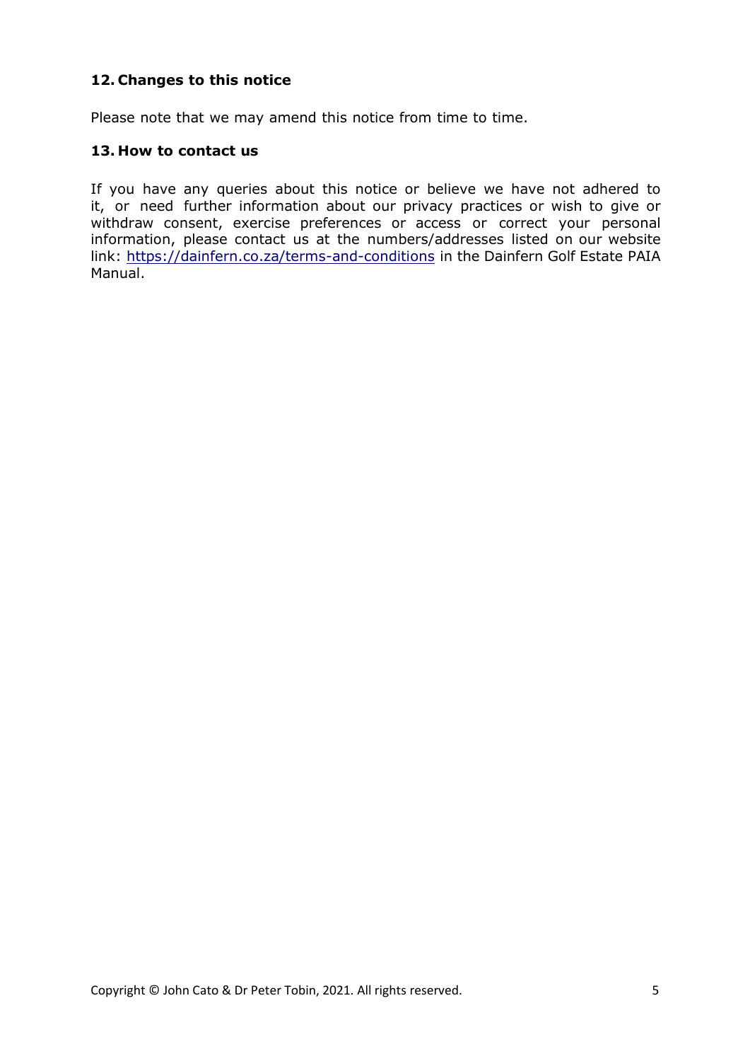## 12. Changes to this notice

Please note that we may amend this notice from time to time.

## 13. How to contact us

If you have any queries about this notice or believe we have not adhered to it, or need further information about our privacy practices or wish to give or withdraw consent, exercise preferences or access or correct your personal information, please contact us at the numbers/addresses listed on our website link: https://dainfern.co.za/terms-and-conditions in the Dainfern Golf Estate PAIA Manual.

Copyright © John Cato & Dr Peter Tobin, 2021. All rights reserved.